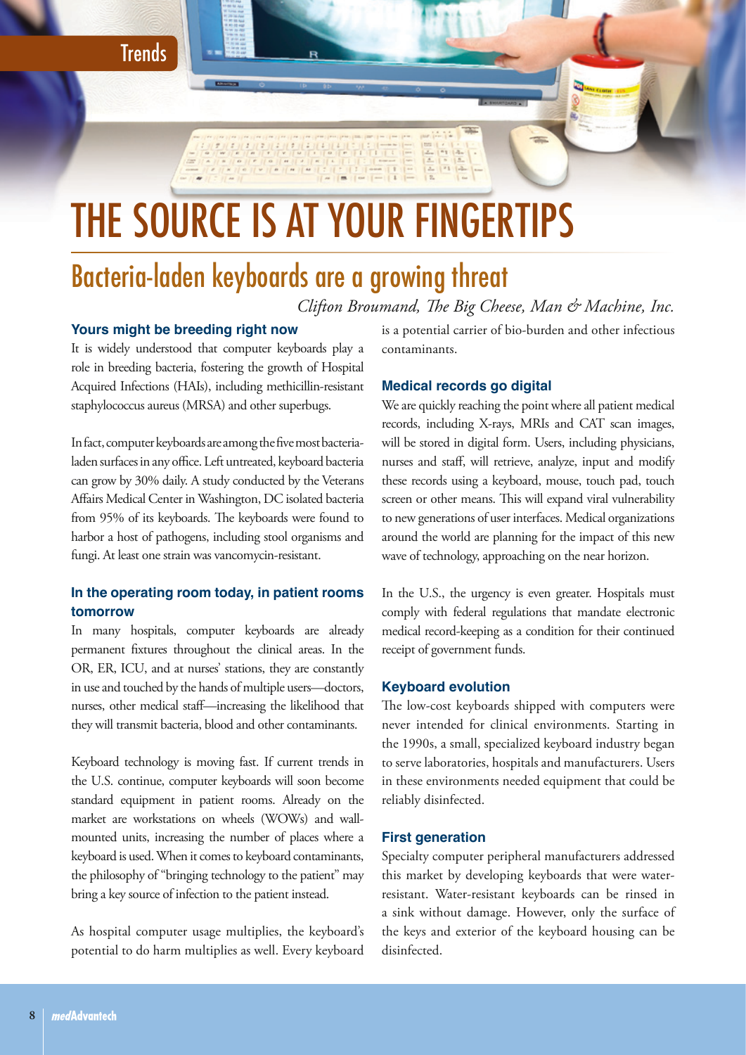Trends

# THE SOURCE IS AT YOUR FINGERTIPS

## Bacteria-laden keyboards are a growing threat

*Clifton Broumand, The Big Cheese, Man & Machine, Inc.*

### Yours might be breeding right now

It is widely understood that computer keyboards play a role in breeding bacteria, fostering the growth of Hospital Acquired Infections (HAIs), including methicillin-resistant staphylococcus aureus (MRSA) and other superbugs.

In fact, computer keyboards are among the five most bacteria-laden surfaces in any office. Left untreated, keyboard bacteria can grow by 30% daily. A study conducted by the Veterans Affairs Medical Center in Washington, DC isolated bacteria from 95% of its keyboards. The keyboards were found to harbor a host of pathogens, including stool organisms and fungi. At least one strain was vancomycin-resistant.

### In the operating room today, in patient rooms tomorrow

In many hospitals, computer keyboards are already permanent fixtures throughout the clinical areas. In the OR, ER, ICU, and at nurses' stations, they are constantly in use and touched by the hands of multiple users—doctors, nurses, other medical staff—increasing the likelihood that they will transmit bacteria, blood and other contaminants.

Keyboard technology is moving fast. If current trends in the U.S. continue, computer keyboards will soon become standard equipment in patient rooms. Already on the market are workstations on wheels (WOWs) and wall-mounted units, increasing the number of places where a keyboard is used. When it comes to keyboard contaminants, the philosophy of "bringing technology to the patient" may bring a key source of infection to the patient instead.

As hospital computer usage multiplies, the keyboard's potential to do harm multiplies as well. Every keyboard is a potential carrier of bio-burden and other infectious contaminants.

### Medical records go digital

We are quickly reaching the point where all patient medical records, including X-rays, MRIs and CAT scan images, will be stored in digital form. Users, including physicians, nurses and staff, will retrieve, analyze, input and modify these records using a keyboard, mouse, touch pad, touch screen or other means. This will expand viral vulnerability to new generations of user interfaces. Medical organizations around the world are planning for the impact of this new wave of technology, approaching on the near horizon.

In the U.S., the urgency is even greater. Hospitals must comply with federal regulations that mandate electronic medical record-keeping as a condition for their continued receipt of government funds.

### Keyboard evolution

The low-cost keyboards shipped with computers were never intended for clinical environments. Starting in the 1990s, a small, specialized keyboard industry began to serve laboratories, hospitals and manufacturers. Users in these environments needed equipment that could be reliably disinfected.

### First generation

Specialty computer peripheral manufacturers addressed this market by developing keyboards that were water-resistant. Water-resistant keyboards can be rinsed in a sink without damage. However, only the surface of the keys and exterior of the keyboard housing can be disinfected.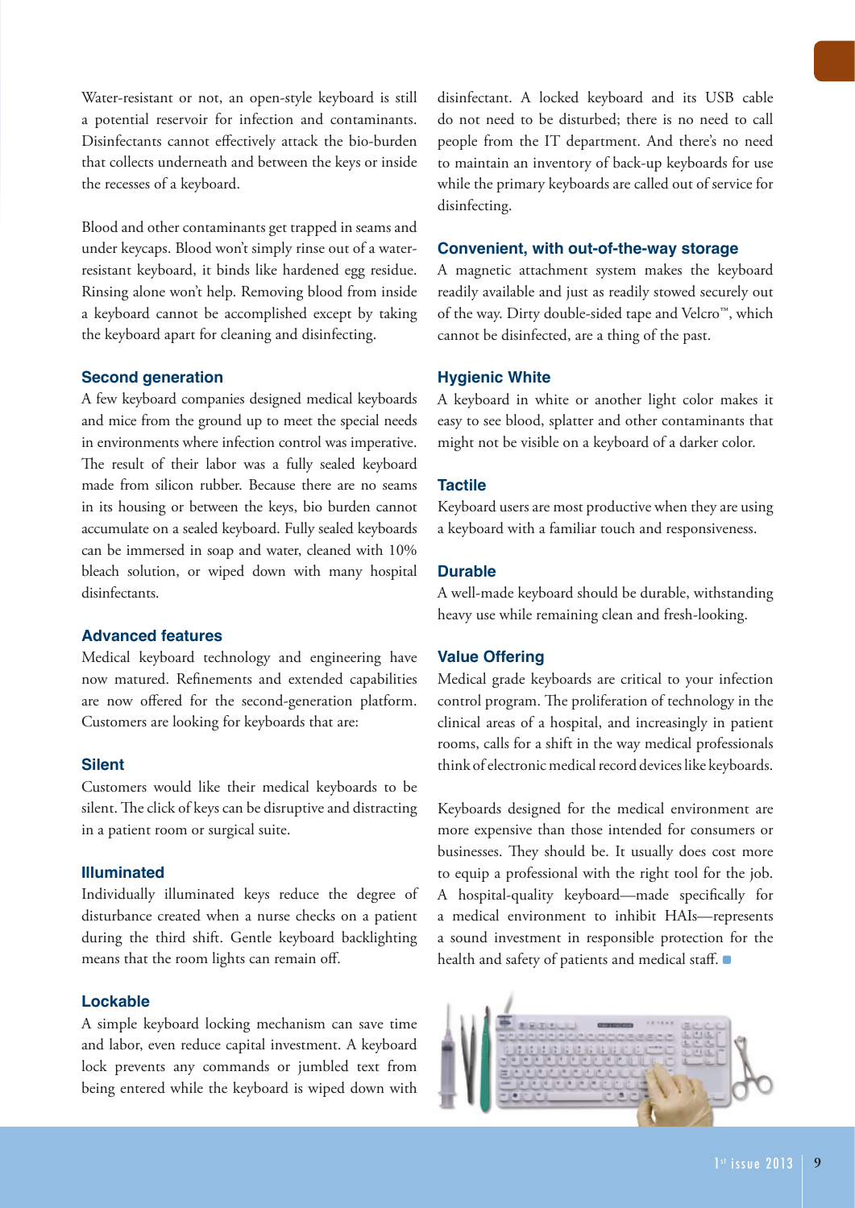Water-resistant or not, an open-style keyboard is still a potential reservoir for infection and contaminants. Disinfectants cannot effectively attack the bio-burden that collects underneath and between the keys or inside the recesses of a keyboard.

Blood and other contaminants get trapped in seams and under keycaps. Blood won't simply rinse out of a water-resistant keyboard, it binds like hardened egg residue. Rinsing alone won't help. Removing blood from inside a keyboard cannot be accomplished except by taking the keyboard apart for cleaning and disinfecting.

### Second generation

A few keyboard companies designed medical keyboards and mice from the ground up to meet the special needs in environments where infection control was imperative. The result of their labor was a fully sealed keyboard made from silicon rubber. Because there are no seams in its housing or between the keys, bio burden cannot accumulate on a sealed keyboard. Fully sealed keyboards can be immersed in soap and water, cleaned with 10% bleach solution, or wiped down with many hospital disinfectants.

### Advanced features

Medical keyboard technology and engineering have now matured. Refinements and extended capabilities are now offered for the second-generation platform. Customers are looking for keyboards that are:

### Silent

Customers would like their medical keyboards to be silent. The click of keys can be disruptive and distracting in a patient room or surgical suite.

### Illuminated

Individually illuminated keys reduce the degree of disturbance created when a nurse checks on a patient during the third shift. Gentle keyboard backlighting means that the room lights can remain off.

### Lockable

A simple keyboard locking mechanism can save time and labor, even reduce capital investment. A keyboard lock prevents any commands or jumbled text from being entered while the keyboard is wiped down with disinfectant. A locked keyboard and its USB cable do not need to be disturbed; there is no need to call people from the IT department. And there's no need to maintain an inventory of back-up keyboards for use while the primary keyboards are called out of service for disinfecting.

### Convenient, with out-of-the-way storage

A magnetic attachment system makes the keyboard readily available and just as readily stowed securely out of the way. Dirty double-sided tape and Velcro™, which cannot be disinfected, are a thing of the past.

### Hygienic White

A keyboard in white or another light color makes it easy to see blood, splatter and other contaminants that might not be visible on a keyboard of a darker color.

### Tactile

Keyboard users are most productive when they are using a keyboard with a familiar touch and responsiveness.

### Durable

A well-made keyboard should be durable, withstanding heavy use while remaining clean and fresh-looking.

### Value Offering

Medical grade keyboards are critical to your infection control program. The proliferation of technology in the clinical areas of a hospital, and increasingly in patient rooms, calls for a shift in the way medical professionals think of electronic medical record devices like keyboards.

Keyboards designed for the medical environment are more expensive than those intended for consumers or businesses. They should be. It usually does cost more to equip a professional with the right tool for the job. A hospital-quality keyboard—made specifically for a medical environment to inhibit HAIs—represents a sound investment in responsible protection for the health and safety of patients and medical staff.